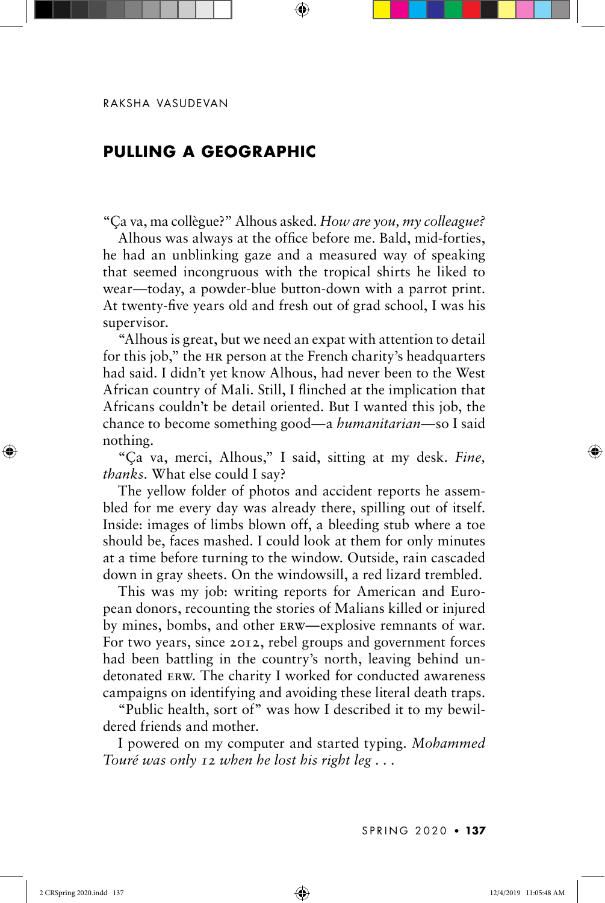RAKSHA VASUDEVAN

## PULLING A GEOGRAPHIC

"Ça va, ma collègue?" Alhous asked. *How are you, my colleague?*

Alhous was always at the office before me. Bald, mid-forties, he had an unblinking gaze and a measured way of speaking that seemed incongruous with the tropical shirts he liked to wear—today, a powder-blue button-down with a parrot print. At twenty-five years old and fresh out of grad school, I was his supervisor.

"Alhous is great, but we need an expat with attention to detail for this job," the HR person at the French charity's headquarters had said. I didn't yet know Alhous, had never been to the West African country of Mali. Still, I flinched at the implication that Africans couldn't be detail oriented. But I wanted this job, the chance to become something good—a *humanitarian*—so I said nothing.

"Ça va, merci, Alhous," I said, sitting at my desk. *Fine, thanks*. What else could I say?

The yellow folder of photos and accident reports he assembled for me every day was already there, spilling out of itself. Inside: images of limbs blown off, a bleeding stub where a toe should be, faces mashed. I could look at them for only minutes at a time before turning to the window. Outside, rain cascaded down in gray sheets. On the windowsill, a red lizard trembled.

This was my job: writing reports for American and European donors, recounting the stories of Malians killed or injured by mines, bombs, and other ERW—explosive remnants of war. For two years, since 2012, rebel groups and government forces had been battling in the country's north, leaving behind undetonated ERW. The charity I worked for conducted awareness campaigns on identifying and avoiding these literal death traps.

"Public health, sort of" was how I described it to my bewildered friends and mother.

I powered on my computer and started typing. *Mohammed Touré was only 12 when he lost his right leg . . .*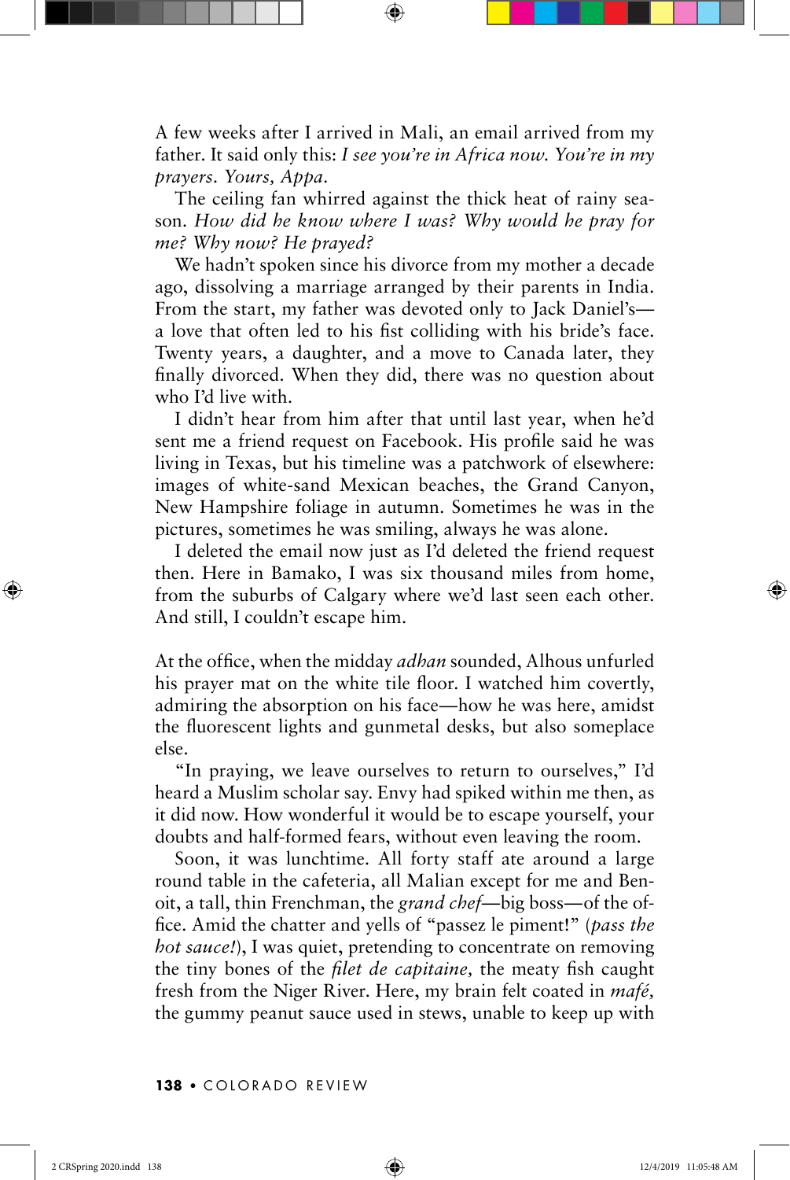A few weeks after I arrived in Mali, an email arrived from my father. It said only this: *I see you're in Africa now. You're in my prayers. Yours, Appa.*

The ceiling fan whirred against the thick heat of rainy season. *How did he know where I was? Why would he pray for me? Why now? He prayed?*

We hadn't spoken since his divorce from my mother a decade ago, dissolving a marriage arranged by their parents in India. From the start, my father was devoted only to Jack Daniel's—a love that often led to his fist colliding with his bride's face. Twenty years, a daughter, and a move to Canada later, they finally divorced. When they did, there was no question about who I'd live with.

I didn't hear from him after that until last year, when he'd sent me a friend request on Facebook. His profile said he was living in Texas, but his timeline was a patchwork of elsewhere: images of white-sand Mexican beaches, the Grand Canyon, New Hampshire foliage in autumn. Sometimes he was in the pictures, sometimes he was smiling, always he was alone.

I deleted the email now just as I'd deleted the friend request then. Here in Bamako, I was six thousand miles from home, from the suburbs of Calgary where we'd last seen each other. And still, I couldn't escape him.

At the office, when the midday *adhan* sounded, Alhous unfurled his prayer mat on the white tile floor. I watched him covertly, admiring the absorption on his face—how he was here, amidst the fluorescent lights and gunmetal desks, but also someplace else.

"In praying, we leave ourselves to return to ourselves," I'd heard a Muslim scholar say. Envy had spiked within me then, as it did now. How wonderful it would be to escape yourself, your doubts and half-formed fears, without even leaving the room.

Soon, it was lunchtime. All forty staff ate around a large round table in the cafeteria, all Malian except for me and Benoit, a tall, thin Frenchman, the *grand chef*—big boss—of the office. Amid the chatter and yells of "passez le piment!" (*pass the hot sauce!*), I was quiet, pretending to concentrate on removing the tiny bones of the *filet de capitaine,* the meaty fish caught fresh from the Niger River. Here, my brain felt coated in *mafé,* the gummy peanut sauce used in stews, unable to keep up with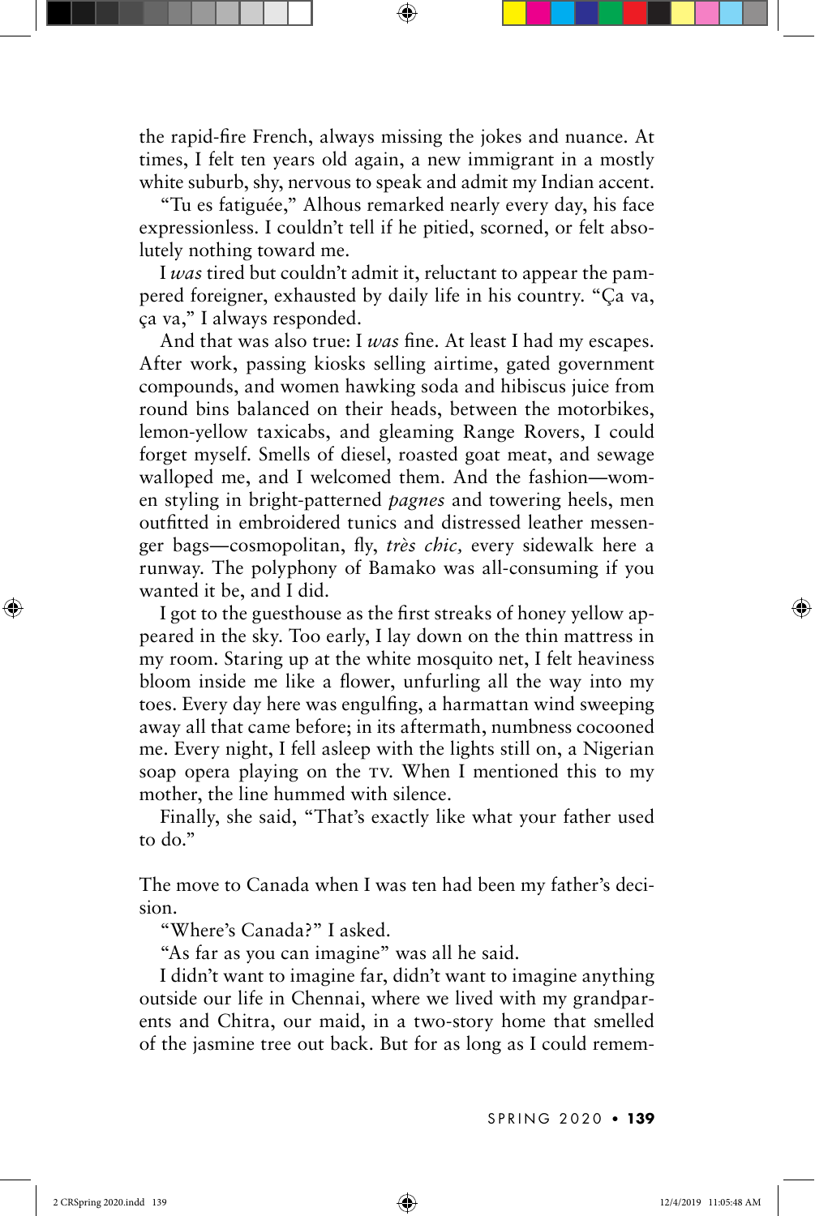the rapid-fire French, always missing the jokes and nuance. At times, I felt ten years old again, a new immigrant in a mostly white suburb, shy, nervous to speak and admit my Indian accent.

"Tu es fatiguée," Alhous remarked nearly every day, his face expressionless. I couldn't tell if he pitied, scorned, or felt absolutely nothing toward me.

I *was* tired but couldn't admit it, reluctant to appear the pampered foreigner, exhausted by daily life in his country. "Ça va, ça va," I always responded.

And that was also true: I *was* fine. At least I had my escapes. After work, passing kiosks selling airtime, gated government compounds, and women hawking soda and hibiscus juice from round bins balanced on their heads, between the motorbikes, lemon-yellow taxicabs, and gleaming Range Rovers, I could forget myself. Smells of diesel, roasted goat meat, and sewage walloped me, and I welcomed them. And the fashion—women styling in bright-patterned *pagnes* and towering heels, men outfitted in embroidered tunics and distressed leather messenger bags—cosmopolitan, fly, *très chic,* every sidewalk here a runway. The polyphony of Bamako was all-consuming if you wanted it be, and I did.

I got to the guesthouse as the first streaks of honey yellow appeared in the sky. Too early, I lay down on the thin mattress in my room. Staring up at the white mosquito net, I felt heaviness bloom inside me like a flower, unfurling all the way into my toes. Every day here was engulfing, a harmattan wind sweeping away all that came before; in its aftermath, numbness cocooned me. Every night, I fell asleep with the lights still on, a Nigerian soap opera playing on the TV. When I mentioned this to my mother, the line hummed with silence.

Finally, she said, "That's exactly like what your father used to do."

The move to Canada when I was ten had been my father's decision.

"Where's Canada?" I asked.

"As far as you can imagine" was all he said.

I didn't want to imagine far, didn't want to imagine anything outside our life in Chennai, where we lived with my grandparents and Chitra, our maid, in a two-story home that smelled of the jasmine tree out back. But for as long as I could remem-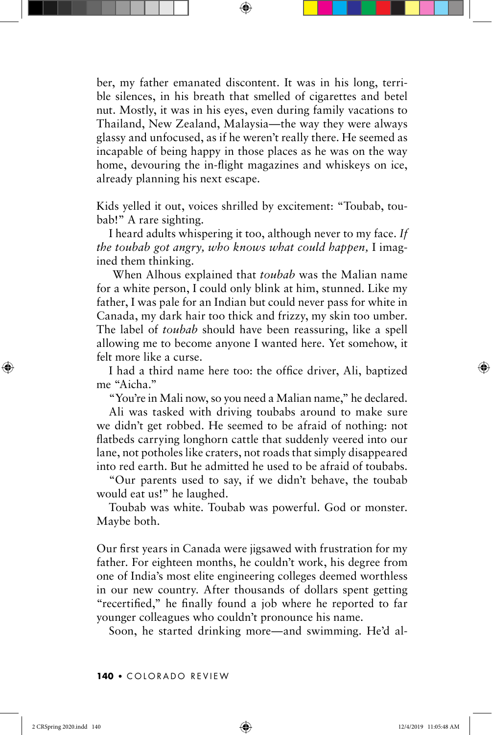ber, my father emanated discontent. It was in his long, terrible silences, in his breath that smelled of cigarettes and betel nut. Mostly, it was in his eyes, even during family vacations to Thailand, New Zealand, Malaysia—the way they were always glassy and unfocused, as if he weren't really there. He seemed as incapable of being happy in those places as he was on the way home, devouring the in-flight magazines and whiskeys on ice, already planning his next escape.

Kids yelled it out, voices shrilled by excitement: "Toubab, toubab!" A rare sighting.

I heard adults whispering it too, although never to my face. *If the toubab got angry, who knows what could happen,* I imagined them thinking.

When Alhous explained that *toubab* was the Malian name for a white person, I could only blink at him, stunned. Like my father, I was pale for an Indian but could never pass for white in Canada, my dark hair too thick and frizzy, my skin too umber. The label of *toubab* should have been reassuring, like a spell allowing me to become anyone I wanted here. Yet somehow, it felt more like a curse.

I had a third name here too: the office driver, Ali, baptized me "Aicha."

"You're in Mali now, so you need a Malian name," he declared.

Ali was tasked with driving toubabs around to make sure we didn't get robbed. He seemed to be afraid of nothing: not flatbeds carrying longhorn cattle that suddenly veered into our lane, not potholes like craters, not roads that simply disappeared into red earth. But he admitted he used to be afraid of toubabs.

"Our parents used to say, if we didn't behave, the toubab would eat us!" he laughed.

Toubab was white. Toubab was powerful. God or monster. Maybe both.

Our first years in Canada were jigsawed with frustration for my father. For eighteen months, he couldn't work, his degree from one of India's most elite engineering colleges deemed worthless in our new country. After thousands of dollars spent getting "recertified," he finally found a job where he reported to far younger colleagues who couldn't pronounce his name.

Soon, he started drinking more—and swimming. He'd al-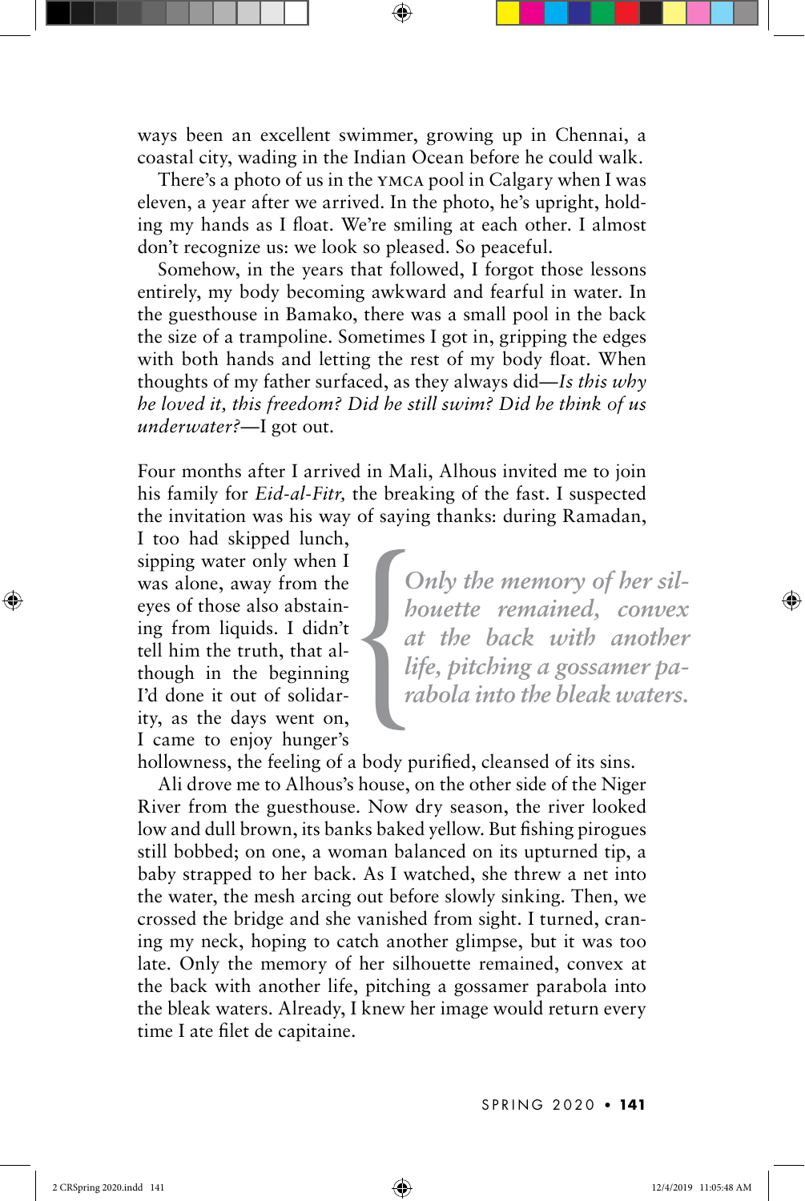ways been an excellent swimmer, growing up in Chennai, a coastal city, wading in the Indian Ocean before he could walk.

There's a photo of us in the YMCA pool in Calgary when I was eleven, a year after we arrived. In the photo, he's upright, holding my hands as I float. We're smiling at each other. I almost don't recognize us: we look so pleased. So peaceful.

Somehow, in the years that followed, I forgot those lessons entirely, my body becoming awkward and fearful in water. In the guesthouse in Bamako, there was a small pool in the back the size of a trampoline. Sometimes I got in, gripping the edges with both hands and letting the rest of my body float. When thoughts of my father surfaced, as they always did—*Is this why he loved it, this freedom? Did he still swim? Did he think of us underwater?*—I got out.

Four months after I arrived in Mali, Alhous invited me to join his family for *Eid-al-Fitr,* the breaking of the fast. I suspected the invitation was his way of saying thanks: during Ramadan, I too had skipped lunch, sipping water only when I was alone, away from the eyes of those also abstaining from liquids. I didn't tell him the truth, that although in the beginning I'd done it out of solidarity, as the days went on, I came to enjoy hunger's hollowness, the feeling of a body purified, cleansed of its sins.

> *Only the memory of her silhouette remained, convex at the back with another life, pitching a gossamer parabola into the bleak waters.*

Ali drove me to Alhous's house, on the other side of the Niger River from the guesthouse. Now dry season, the river looked low and dull brown, its banks baked yellow. But fishing pirogues still bobbed; on one, a woman balanced on its upturned tip, a baby strapped to her back. As I watched, she threw a net into the water, the mesh arcing out before slowly sinking. Then, we crossed the bridge and she vanished from sight. I turned, craning my neck, hoping to catch another glimpse, but it was too late. Only the memory of her silhouette remained, convex at the back with another life, pitching a gossamer parabola into the bleak waters. Already, I knew her image would return every time I ate filet de capitaine.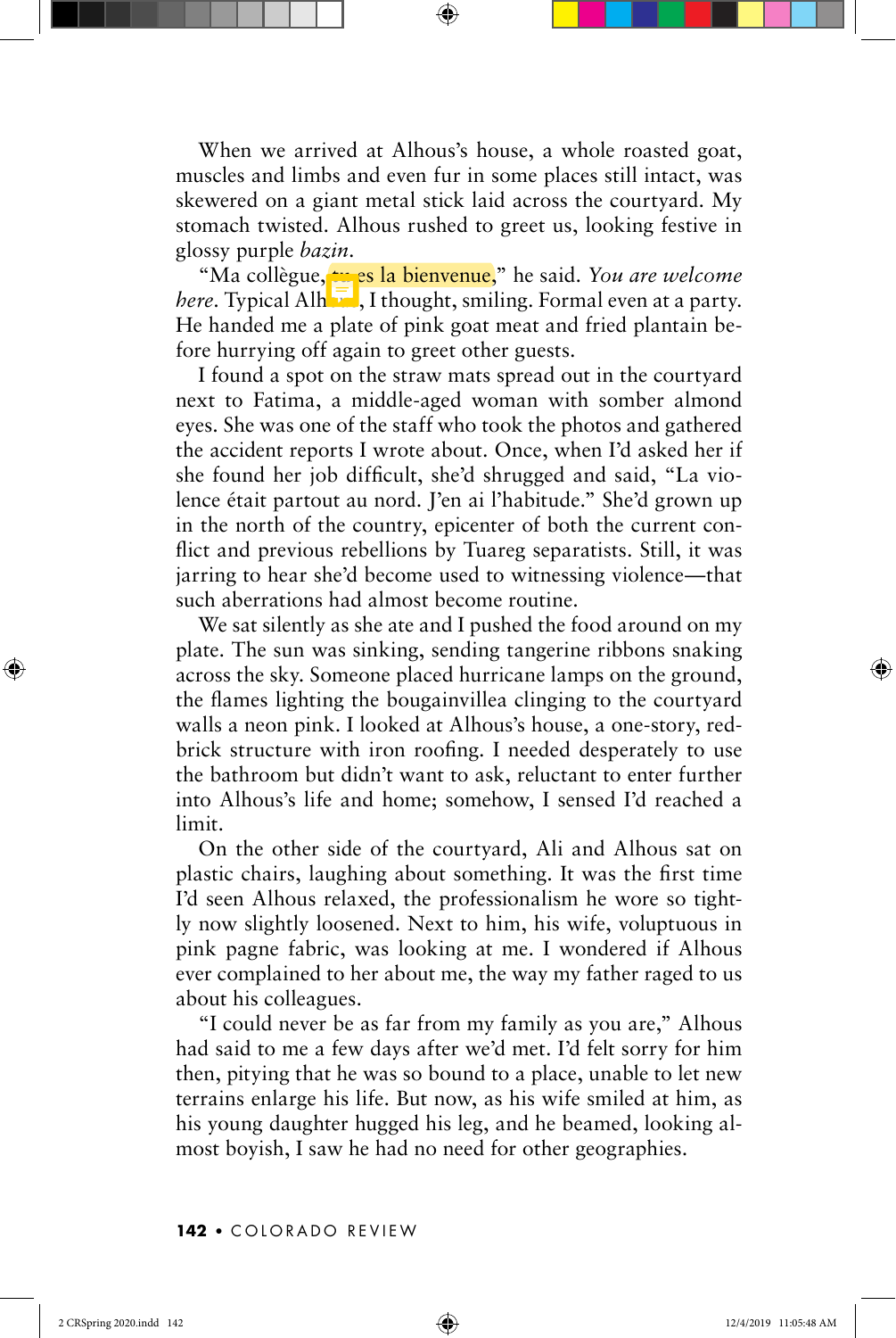When we arrived at Alhous's house, a whole roasted goat, muscles and limbs and even fur in some places still intact, was skewered on a giant metal stick laid across the courtyard. My stomach twisted. Alhous rushed to greet us, looking festive in glossy purple *bazin*.

"Ma collègue, tu es la bienvenue," he said. *You are welcome here*. Typical Alhous, I thought, smiling. Formal even at a party. He handed me a plate of pink goat meat and fried plantain before hurrying off again to greet other guests.

I found a spot on the straw mats spread out in the courtyard next to Fatima, a middle-aged woman with somber almond eyes. She was one of the staff who took the photos and gathered the accident reports I wrote about. Once, when I'd asked her if she found her job difficult, she'd shrugged and said, "La violence était partout au nord. J'en ai l'habitude." She'd grown up in the north of the country, epicenter of both the current conflict and previous rebellions by Tuareg separatists. Still, it was jarring to hear she'd become used to witnessing violence—that such aberrations had almost become routine.

We sat silently as she ate and I pushed the food around on my plate. The sun was sinking, sending tangerine ribbons snaking across the sky. Someone placed hurricane lamps on the ground, the flames lighting the bougainvillea clinging to the courtyard walls a neon pink. I looked at Alhous's house, a one-story, red-brick structure with iron roofing. I needed desperately to use the bathroom but didn't want to ask, reluctant to enter further into Alhous's life and home; somehow, I sensed I'd reached a limit.

On the other side of the courtyard, Ali and Alhous sat on plastic chairs, laughing about something. It was the first time I'd seen Alhous relaxed, the professionalism he wore so tightly now slightly loosened. Next to him, his wife, voluptuous in pink pagne fabric, was looking at me. I wondered if Alhous ever complained to her about me, the way my father raged to us about his colleagues.

"I could never be as far from my family as you are," Alhous had said to me a few days after we'd met. I'd felt sorry for him then, pitying that he was so bound to a place, unable to let new terrains enlarge his life. But now, as his wife smiled at him, as his young daughter hugged his leg, and he beamed, looking almost boyish, I saw he had no need for other geographies.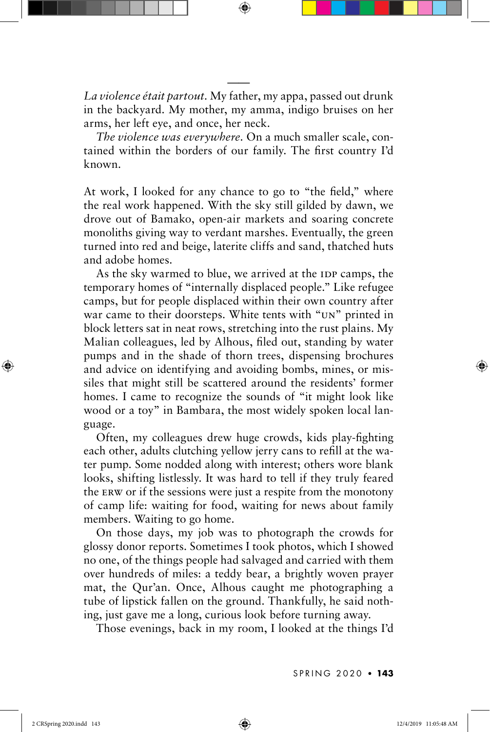---

*La violence était partout*. My father, my appa, passed out drunk in the backyard. My mother, my amma, indigo bruises on her arms, her left eye, and once, her neck.

*The violence was everywhere*. On a much smaller scale, contained within the borders of our family. The first country I'd known.

At work, I looked for any chance to go to "the field," where the real work happened. With the sky still gilded by dawn, we drove out of Bamako, open-air markets and soaring concrete monoliths giving way to verdant marshes. Eventually, the green turned into red and beige, laterite cliffs and sand, thatched huts and adobe homes.

As the sky warmed to blue, we arrived at the IDP camps, the temporary homes of "internally displaced people." Like refugee camps, but for people displaced within their own country after war came to their doorsteps. White tents with "UN" printed in block letters sat in neat rows, stretching into the rust plains. My Malian colleagues, led by Alhous, filed out, standing by water pumps and in the shade of thorn trees, dispensing brochures and advice on identifying and avoiding bombs, mines, or missiles that might still be scattered around the residents' former homes. I came to recognize the sounds of "it might look like wood or a toy" in Bambara, the most widely spoken local language.

Often, my colleagues drew huge crowds, kids play-fighting each other, adults clutching yellow jerry cans to refill at the water pump. Some nodded along with interest; others wore blank looks, shifting listlessly. It was hard to tell if they truly feared the ERW or if the sessions were just a respite from the monotony of camp life: waiting for food, waiting for news about family members. Waiting to go home.

On those days, my job was to photograph the crowds for glossy donor reports. Sometimes I took photos, which I showed no one, of the things people had salvaged and carried with them over hundreds of miles: a teddy bear, a brightly woven prayer mat, the Qur'an. Once, Alhous caught me photographing a tube of lipstick fallen on the ground. Thankfully, he said nothing, just gave me a long, curious look before turning away.

Those evenings, back in my room, I looked at the things I'd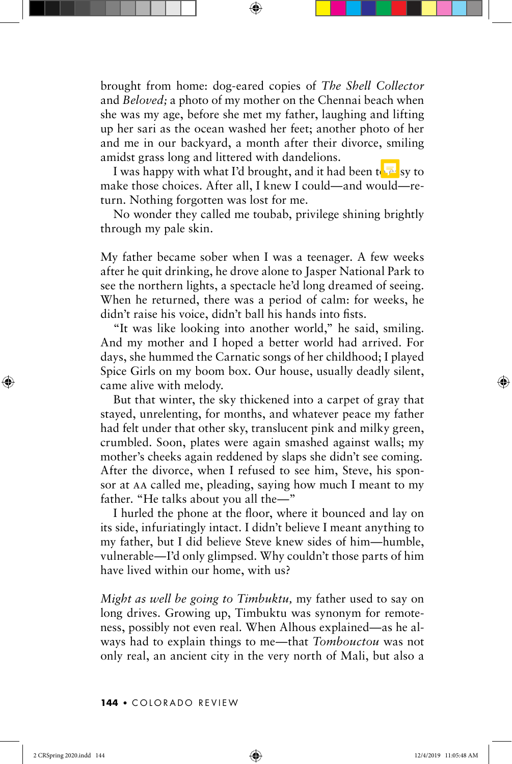brought from home: dog-eared copies of *The Shell Collector* and *Beloved;* a photo of my mother on the Chennai beach when she was my age, before she met my father, laughing and lifting up her sari as the ocean washed her feet; another photo of her and me in our backyard, a month after their divorce, smiling amidst grass long and littered with dandelions.

I was happy with what I'd brought, and it had been too easy to make those choices. After all, I knew I could—and would—return. Nothing forgotten was lost for me.

No wonder they called me toubab, privilege shining brightly through my pale skin.

My father became sober when I was a teenager. A few weeks after he quit drinking, he drove alone to Jasper National Park to see the northern lights, a spectacle he'd long dreamed of seeing. When he returned, there was a period of calm: for weeks, he didn't raise his voice, didn't ball his hands into fists.

"It was like looking into another world," he said, smiling. And my mother and I hoped a better world had arrived. For days, she hummed the Carnatic songs of her childhood; I played Spice Girls on my boom box. Our house, usually deadly silent, came alive with melody.

But that winter, the sky thickened into a carpet of gray that stayed, unrelenting, for months, and whatever peace my father had felt under that other sky, translucent pink and milky green, crumbled. Soon, plates were again smashed against walls; my mother's cheeks again reddened by slaps she didn't see coming. After the divorce, when I refused to see him, Steve, his sponsor at AA called me, pleading, saying how much I meant to my father. "He talks about you all the—"

I hurled the phone at the floor, where it bounced and lay on its side, infuriatingly intact. I didn't believe I meant anything to my father, but I did believe Steve knew sides of him—humble, vulnerable—I'd only glimpsed. Why couldn't those parts of him have lived within our home, with us?

*Might as well be going to Timbuktu,* my father used to say on long drives. Growing up, Timbuktu was synonym for remoteness, possibly not even real. When Alhous explained—as he always had to explain things to me—that *Tombouctou* was not only real, an ancient city in the very north of Mali, but also a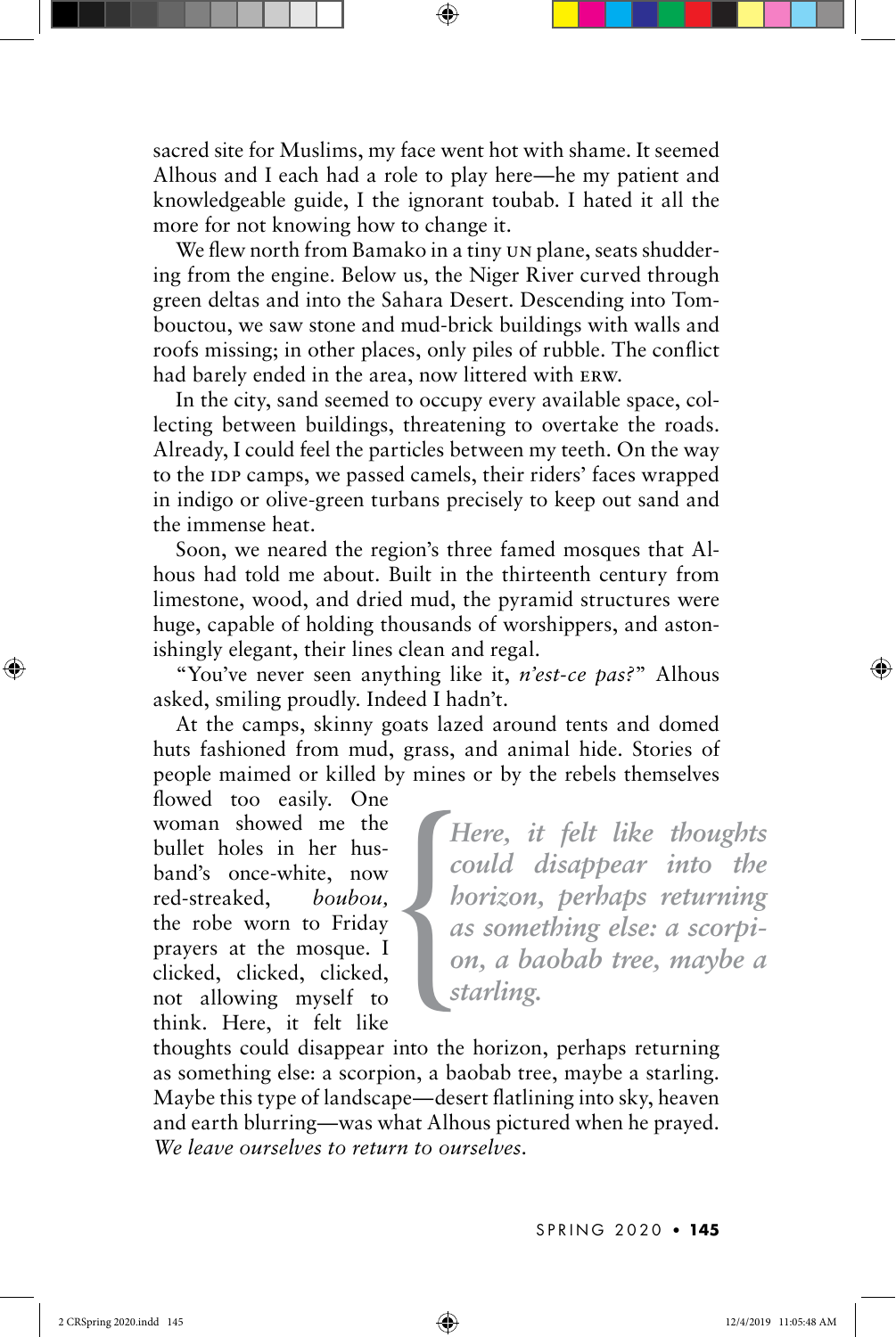sacred site for Muslims, my face went hot with shame. It seemed Alhous and I each had a role to play here—he my patient and knowledgeable guide, I the ignorant toubab. I hated it all the more for not knowing how to change it.

We flew north from Bamako in a tiny UN plane, seats shuddering from the engine. Below us, the Niger River curved through green deltas and into the Sahara Desert. Descending into Tombouctou, we saw stone and mud-brick buildings with walls and roofs missing; in other places, only piles of rubble. The conflict had barely ended in the area, now littered with ERW.

In the city, sand seemed to occupy every available space, collecting between buildings, threatening to overtake the roads. Already, I could feel the particles between my teeth. On the way to the IDP camps, we passed camels, their riders' faces wrapped in indigo or olive-green turbans precisely to keep out sand and the immense heat.

Soon, we neared the region's three famed mosques that Alhous had told me about. Built in the thirteenth century from limestone, wood, and dried mud, the pyramid structures were huge, capable of holding thousands of worshippers, and astonishingly elegant, their lines clean and regal.

"You've never seen anything like it, *n'est-ce pas?*" Alhous asked, smiling proudly. Indeed I hadn't.

At the camps, skinny goats lazed around tents and domed huts fashioned from mud, grass, and animal hide. Stories of people maimed or killed by mines or by the rebels themselves flowed too easily. One woman showed me the bullet holes in her husband's once-white, now red-streaked, *boubou,* the robe worn to Friday prayers at the mosque. I clicked, clicked, clicked, not allowing myself to think. Here, it felt like thoughts could disappear into the horizon, perhaps returning as something else: a scorpion, a baobab tree, maybe a starling. Maybe this type of landscape—desert flatlining into sky, heaven and earth blurring—was what Alhous pictured when he prayed. *We leave ourselves to return to ourselves.*

> *Here, it felt like thoughts could disappear into the horizon, perhaps returning as something else: a scorpion, a baobab tree, maybe a starling.*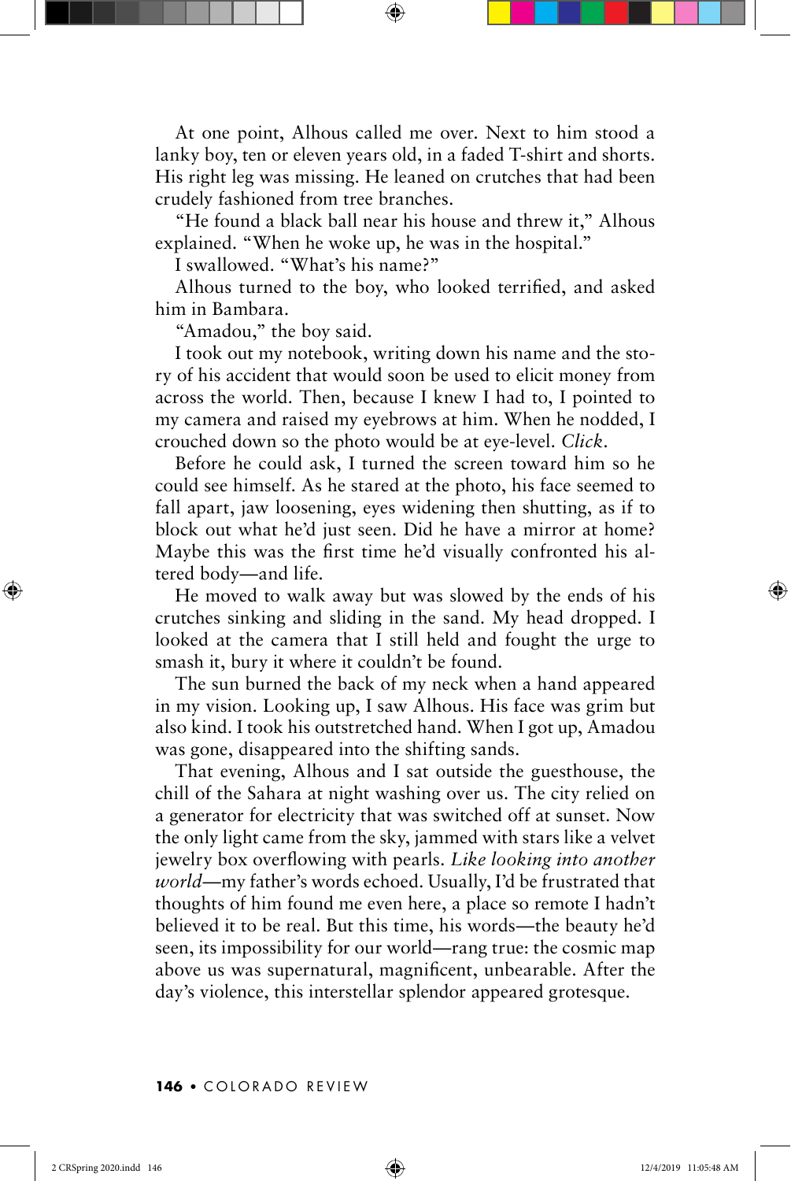At one point, Alhous called me over. Next to him stood a lanky boy, ten or eleven years old, in a faded T-shirt and shorts. His right leg was missing. He leaned on crutches that had been crudely fashioned from tree branches.

"He found a black ball near his house and threw it," Alhous explained. "When he woke up, he was in the hospital."

I swallowed. "What's his name?"

Alhous turned to the boy, who looked terrified, and asked him in Bambara.

"Amadou," the boy said.

I took out my notebook, writing down his name and the story of his accident that would soon be used to elicit money from across the world. Then, because I knew I had to, I pointed to my camera and raised my eyebrows at him. When he nodded, I crouched down so the photo would be at eye-level. *Click*.

Before he could ask, I turned the screen toward him so he could see himself. As he stared at the photo, his face seemed to fall apart, jaw loosening, eyes widening then shutting, as if to block out what he'd just seen. Did he have a mirror at home? Maybe this was the first time he'd visually confronted his altered body—and life.

He moved to walk away but was slowed by the ends of his crutches sinking and sliding in the sand. My head dropped. I looked at the camera that I still held and fought the urge to smash it, bury it where it couldn't be found.

The sun burned the back of my neck when a hand appeared in my vision. Looking up, I saw Alhous. His face was grim but also kind. I took his outstretched hand. When I got up, Amadou was gone, disappeared into the shifting sands.

That evening, Alhous and I sat outside the guesthouse, the chill of the Sahara at night washing over us. The city relied on a generator for electricity that was switched off at sunset. Now the only light came from the sky, jammed with stars like a velvet jewelry box overflowing with pearls. *Like looking into another world*—my father's words echoed. Usually, I'd be frustrated that thoughts of him found me even here, a place so remote I hadn't believed it to be real. But this time, his words—the beauty he'd seen, its impossibility for our world—rang true: the cosmic map above us was supernatural, magnificent, unbearable. After the day's violence, this interstellar splendor appeared grotesque.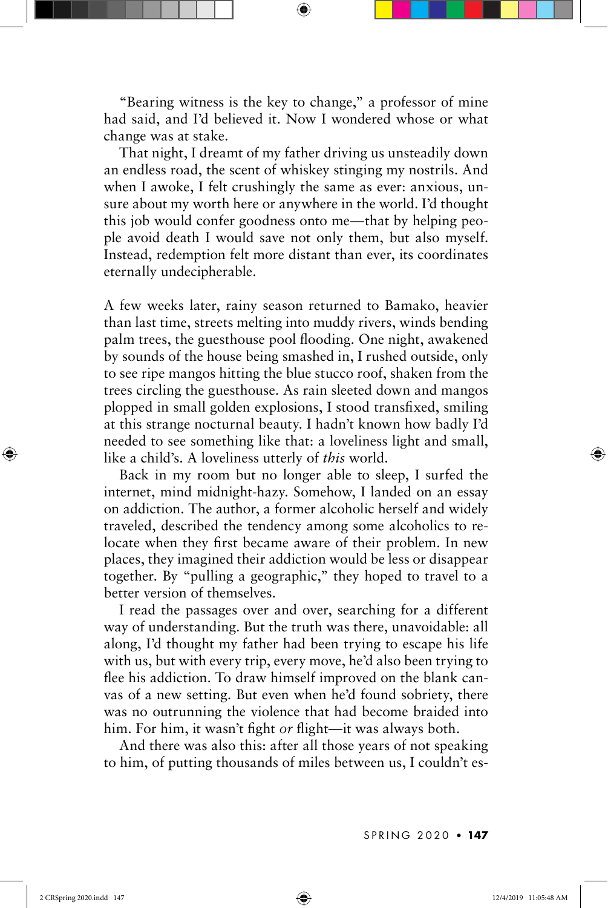"Bearing witness is the key to change," a professor of mine had said, and I'd believed it. Now I wondered whose or what change was at stake.

That night, I dreamt of my father driving us unsteadily down an endless road, the scent of whiskey stinging my nostrils. And when I awoke, I felt crushingly the same as ever: anxious, unsure about my worth here or anywhere in the world. I'd thought this job would confer goodness onto me—that by helping people avoid death I would save not only them, but also myself. Instead, redemption felt more distant than ever, its coordinates eternally undecipherable.

A few weeks later, rainy season returned to Bamako, heavier than last time, streets melting into muddy rivers, winds bending palm trees, the guesthouse pool flooding. One night, awakened by sounds of the house being smashed in, I rushed outside, only to see ripe mangos hitting the blue stucco roof, shaken from the trees circling the guesthouse. As rain sleeted down and mangos plopped in small golden explosions, I stood transfixed, smiling at this strange nocturnal beauty. I hadn't known how badly I'd needed to see something like that: a loveliness light and small, like a child's. A loveliness utterly of *this* world.

Back in my room but no longer able to sleep, I surfed the internet, mind midnight-hazy. Somehow, I landed on an essay on addiction. The author, a former alcoholic herself and widely traveled, described the tendency among some alcoholics to relocate when they first became aware of their problem. In new places, they imagined their addiction would be less or disappear together. By "pulling a geographic," they hoped to travel to a better version of themselves.

I read the passages over and over, searching for a different way of understanding. But the truth was there, unavoidable: all along, I'd thought my father had been trying to escape his life with us, but with every trip, every move, he'd also been trying to flee his addiction. To draw himself improved on the blank canvas of a new setting. But even when he'd found sobriety, there was no outrunning the violence that had become braided into him. For him, it wasn't fight *or* flight—it was always both.

And there was also this: after all those years of not speaking to him, of putting thousands of miles between us, I couldn't es-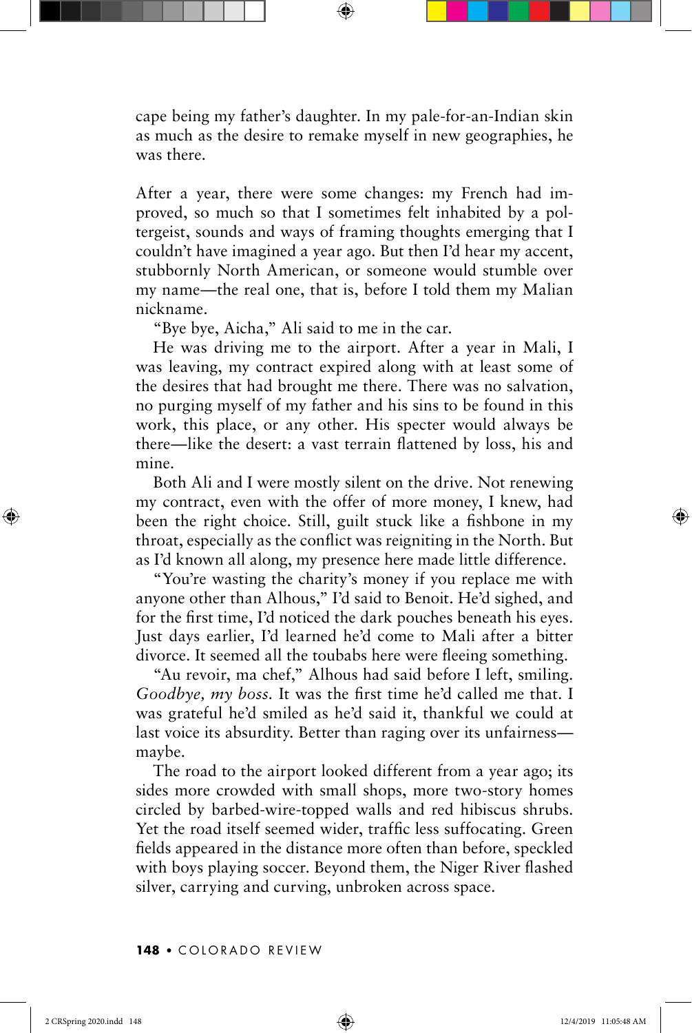cape being my father's daughter. In my pale-for-an-Indian skin as much as the desire to remake myself in new geographies, he was there.

After a year, there were some changes: my French had improved, so much so that I sometimes felt inhabited by a poltergeist, sounds and ways of framing thoughts emerging that I couldn't have imagined a year ago. But then I'd hear my accent, stubbornly North American, or someone would stumble over my name—the real one, that is, before I told them my Malian nickname.

"Bye bye, Aicha," Ali said to me in the car.

He was driving me to the airport. After a year in Mali, I was leaving, my contract expired along with at least some of the desires that had brought me there. There was no salvation, no purging myself of my father and his sins to be found in this work, this place, or any other. His specter would always be there—like the desert: a vast terrain flattened by loss, his and mine.

Both Ali and I were mostly silent on the drive. Not renewing my contract, even with the offer of more money, I knew, had been the right choice. Still, guilt stuck like a fishbone in my throat, especially as the conflict was reigniting in the North. But as I'd known all along, my presence here made little difference.

"You're wasting the charity's money if you replace me with anyone other than Alhous," I'd said to Benoit. He'd sighed, and for the first time, I'd noticed the dark pouches beneath his eyes. Just days earlier, I'd learned he'd come to Mali after a bitter divorce. It seemed all the toubabs here were fleeing something.

"Au revoir, ma chef," Alhous had said before I left, smiling. *Goodbye, my boss.* It was the first time he'd called me that. I was grateful he'd smiled as he'd said it, thankful we could at last voice its absurdity. Better than raging over its unfairness—maybe.

The road to the airport looked different from a year ago; its sides more crowded with small shops, more two-story homes circled by barbed-wire-topped walls and red hibiscus shrubs. Yet the road itself seemed wider, traffic less suffocating. Green fields appeared in the distance more often than before, speckled with boys playing soccer. Beyond them, the Niger River flashed silver, carrying and curving, unbroken across space.